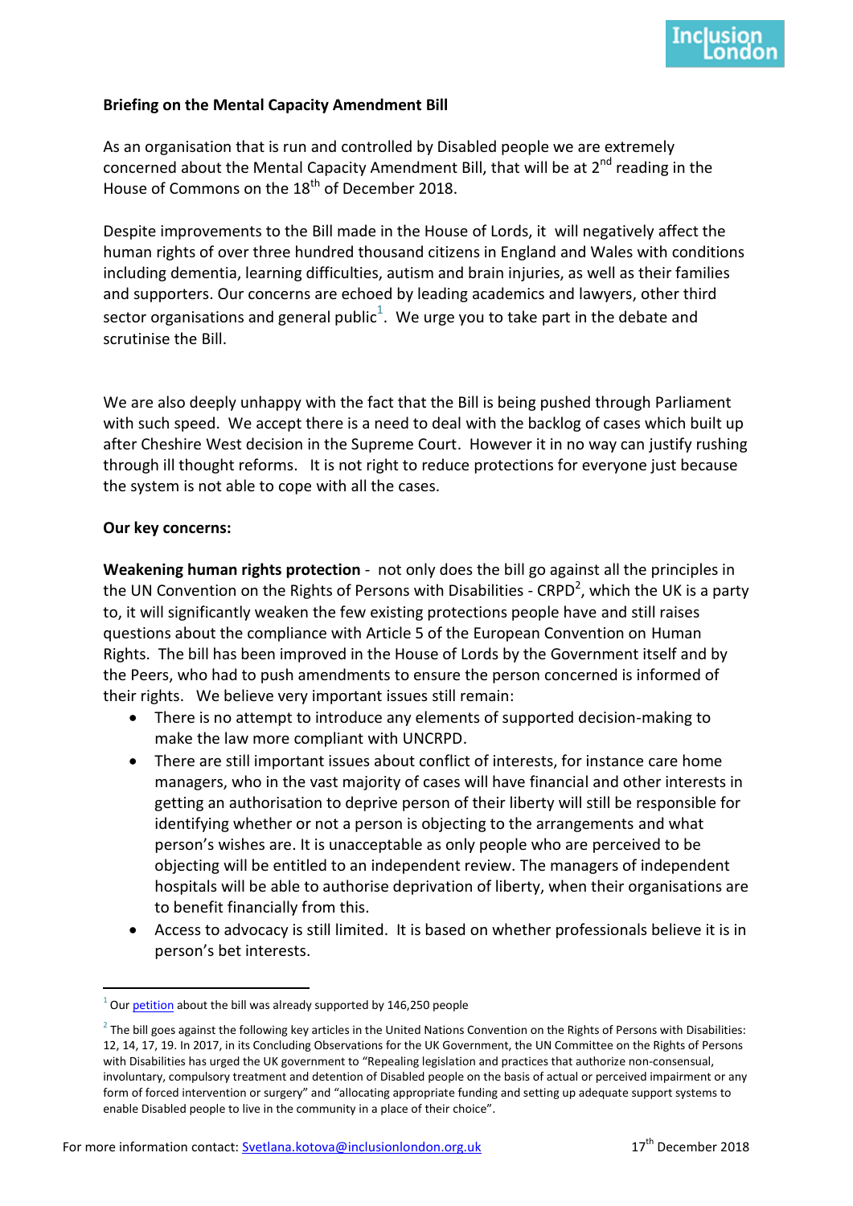**Briefing on the Mental Capacity Amendment Bill**

As an organisation that is run and controlled by Disabled people we are extremely concerned about the Mental Capacity Amendment Bill, that will be at 2nd reading in the House of Commons on the 18th of December 2018.

Despite improvements to the Bill made in the House of Lords, it will negatively affect the human rights of over three hundred thousand citizens in England and Wales with conditions including dementia, learning difficulties, autism and brain injuries, as well as their families and supporters. Our concerns are echoed by leading academics and lawyers, other third sector organisations and general public[1]. We urge you to take part in the debate and scrutinise the Bill.

We are also deeply unhappy with the fact that the Bill is being pushed through Parliament with such speed. We accept there is a need to deal with the backlog of cases which built up after Cheshire West decision in the Supreme Court. However it in no way can justify rushing through ill thought reforms. It is not right to reduce protections for everyone just because the system is not able to cope with all the cases.

**Our key concerns:**

**Weakening human rights protection** - not only does the bill go against all the principles in the UN Convention on the Rights of Persons with Disabilities - CRPD[2], which the UK is a party to, it will significantly weaken the few existing protections people have and still raises questions about the compliance with Article 5 of the European Convention on Human Rights. The bill has been improved in the House of Lords by the Government itself and by the Peers, who had to push amendments to ensure the person concerned is informed of their rights. We believe very important issues still remain:

- There is no attempt to introduce any elements of supported decision-making to make the law more compliant with UNCRPD.
- There are still important issues about conflict of interests, for instance care home managers, who in the vast majority of cases will have financial and other interests in getting an authorisation to deprive person of their liberty will still be responsible for identifying whether or not a person is objecting to the arrangements and what person's wishes are. It is unacceptable as only people who are perceived to be objecting will be entitled to an independent review. The managers of independent hospitals will be able to authorise deprivation of liberty, when their organisations are to benefit financially from this.
- Access to advocacy is still limited. It is based on whether professionals believe it is in person's bet interests.

---

[1] Our petition about the bill was already supported by 146,250 people

[2] The bill goes against the following key articles in the United Nations Convention on the Rights of Persons with Disabilities: 12, 14, 17, 19. In 2017, in its Concluding Observations for the UK Government, the UN Committee on the Rights of Persons with Disabilities has urged the UK government to "Repealing legislation and practices that authorize non-consensual, involuntary, compulsory treatment and detention of Disabled people on the basis of actual or perceived impairment or any form of forced intervention or surgery" and "allocating appropriate funding and setting up adequate support systems to enable Disabled people to live in the community in a place of their choice".

For more information contact: Svetlana.kotova@inclusionlondon.org.uk 17th December 2018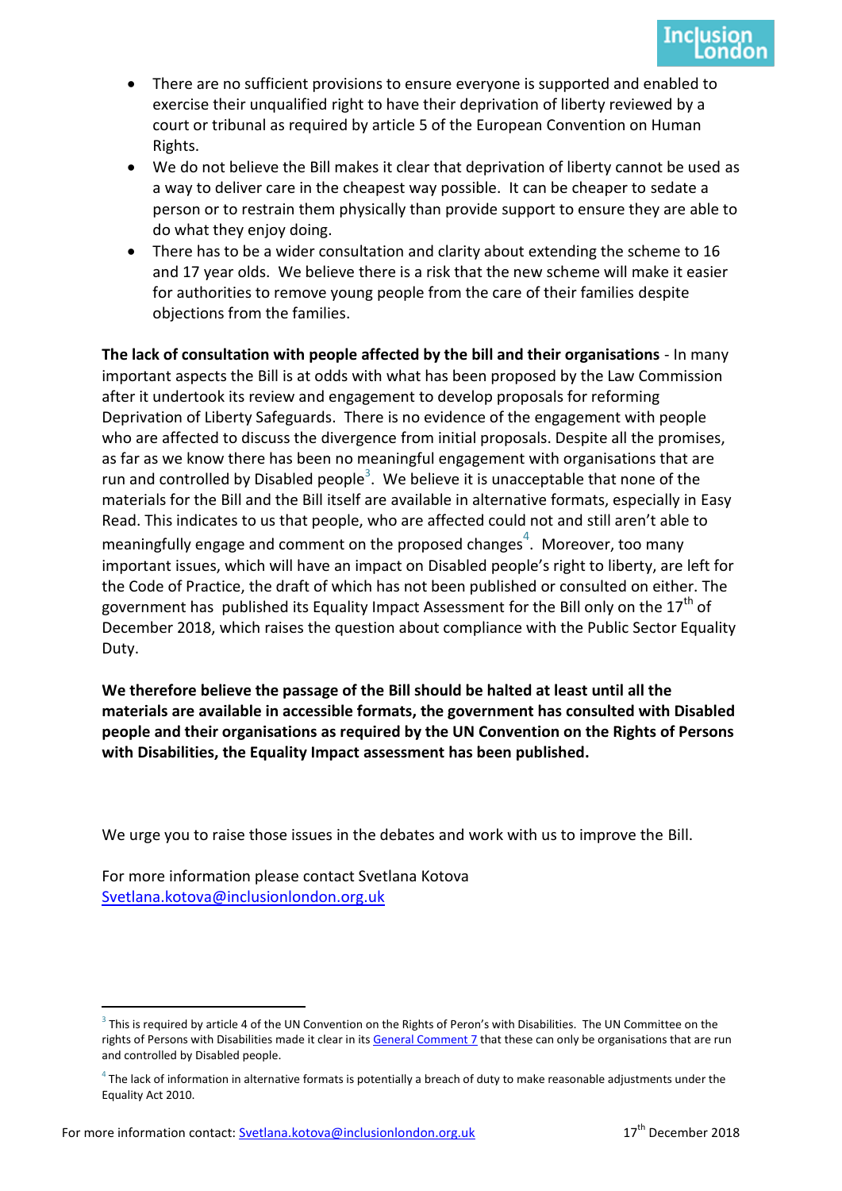- There are no sufficient provisions to ensure everyone is supported and enabled to exercise their unqualified right to have their deprivation of liberty reviewed by a court or tribunal as required by article 5 of the European Convention on Human Rights.
- We do not believe the Bill makes it clear that deprivation of liberty cannot be used as a way to deliver care in the cheapest way possible. It can be cheaper to sedate a person or to restrain them physically than provide support to ensure they are able to do what they enjoy doing.
- There has to be a wider consultation and clarity about extending the scheme to 16 and 17 year olds. We believe there is a risk that the new scheme will make it easier for authorities to remove young people from the care of their families despite objections from the families.

**The lack of consultation with people affected by the bill and their organisations** - In many important aspects the Bill is at odds with what has been proposed by the Law Commission after it undertook its review and engagement to develop proposals for reforming Deprivation of Liberty Safeguards. There is no evidence of the engagement with people who are affected to discuss the divergence from initial proposals. Despite all the promises, as far as we know there has been no meaningful engagement with organisations that are run and controlled by Disabled people[3]. We believe it is unacceptable that none of the materials for the Bill and the Bill itself are available in alternative formats, especially in Easy Read. This indicates to us that people, who are affected could not and still aren't able to meaningfully engage and comment on the proposed changes[4]. Moreover, too many important issues, which will have an impact on Disabled people's right to liberty, are left for the Code of Practice, the draft of which has not been published or consulted on either. The government has published its Equality Impact Assessment for the Bill only on the 17th of December 2018, which raises the question about compliance with the Public Sector Equality Duty.

**We therefore believe the passage of the Bill should be halted at least until all the materials are available in accessible formats, the government has consulted with Disabled people and their organisations as required by the UN Convention on the Rights of Persons with Disabilities, the Equality Impact assessment has been published.**

We urge you to raise those issues in the debates and work with us to improve the Bill.

For more information please contact Svetlana Kotova
Svetlana.kotova@inclusionlondon.org.uk

---

[3] This is required by article 4 of the UN Convention on the Rights of Peron's with Disabilities. The UN Committee on the rights of Persons with Disabilities made it clear in its General Comment 7 that these can only be organisations that are run and controlled by Disabled people.

[4] The lack of information in alternative formats is potentially a breach of duty to make reasonable adjustments under the Equality Act 2010.